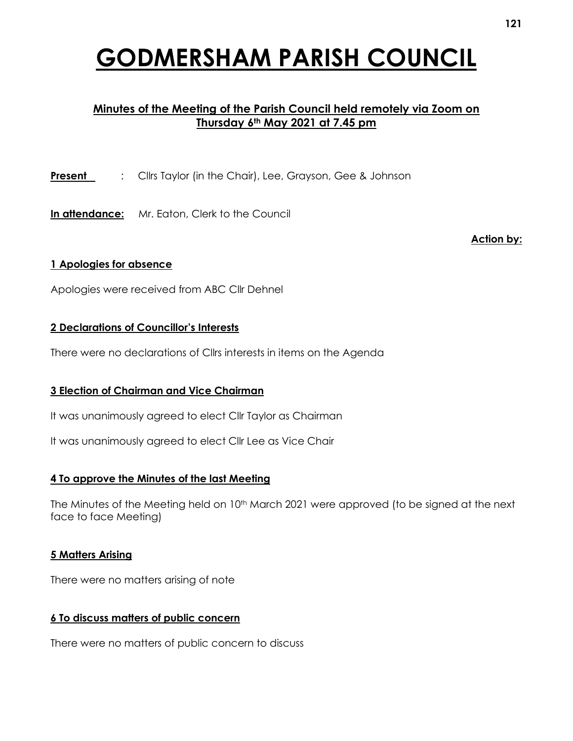# GODMERSHAM PARISH COUNCIL

## Minutes of the Meeting of the Parish Council held remotely via Zoom on Thursday 6th May 2021 at 7.45 pm

**Present** : Cllrs Taylor (in the Chair), Lee, Grayson, Gee & Johnson

**In attendance:** Mr. Eaton, Clerk to the Council

**Action by:**

### 1 Apologies for absence

Apologies were received from ABC Cllr Dehnel

### 2 Declarations of Councillor's Interests

There were no declarations of Cllrs interests in items on the Agenda

### 3 Election of Chairman and Vice Chairman

It was unanimously agreed to elect Cllr Taylor as Chairman

It was unanimously agreed to elect Cllr Lee as Vice Chair

### 4 To approve the Minutes of the last Meeting

The Minutes of the Meeting held on 10th March 2021 were approved (to be signed at the next face to face Meeting)

### 5 Matters Arising

There were no matters arising of note

### 6 To discuss matters of public concern

There were no matters of public concern to discuss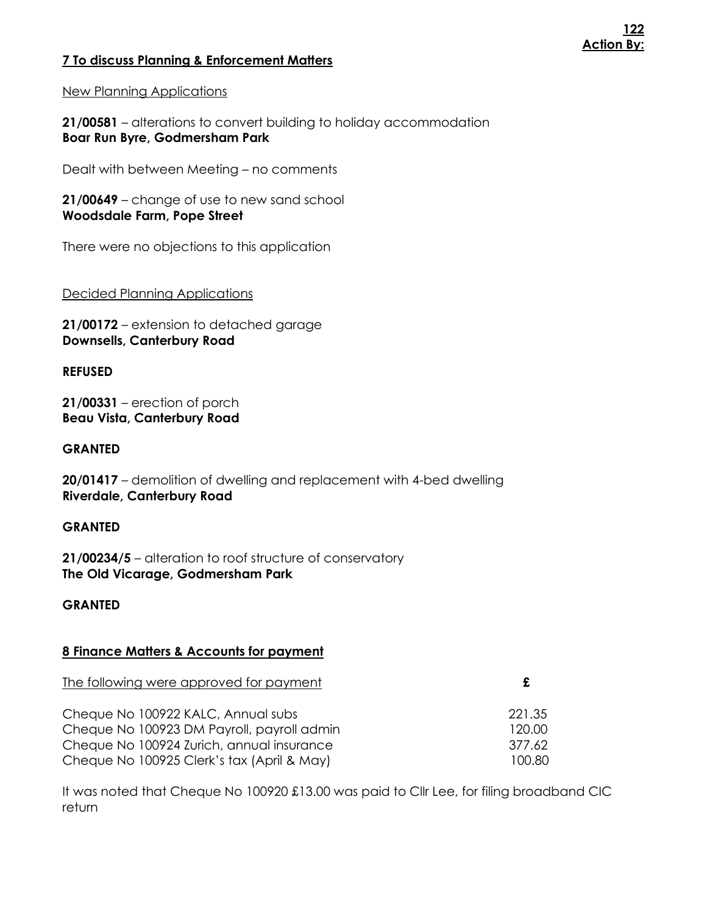**Action By:**

## 7 To discuss Planning & Enforcement Matters

New Planning Applications

**21/00581** – alterations to convert building to holiday accommodation
**Boar Run Byre, Godmersham Park**

Dealt with between Meeting – no comments

**21/00649** – change of use to new sand school
**Woodsdale Farm, Pope Street**

There were no objections to this application

Decided Planning Applications

**21/00172** – extension to detached garage
**Downsells, Canterbury Road**

**REFUSED**

**21/00331** – erection of porch
**Beau Vista, Canterbury Road**

**GRANTED**

**20/01417** – demolition of dwelling and replacement with 4-bed dwelling
**Riverdale, Canterbury Road**

**GRANTED**

**21/00234/5** – alteration to roof structure of conservatory
**The Old Vicarage, Godmersham Park**

**GRANTED**

## 8 Finance Matters & Accounts for payment

| The following were approved for payment | £ |
|---|---|
| Cheque No 100922 KALC, Annual subs | 221.35 |
| Cheque No 100923 DM Payroll, payroll admin | 120.00 |
| Cheque No 100924 Zurich, annual insurance | 377.62 |
| Cheque No 100925 Clerk's tax (April & May) | 100.80 |

It was noted that Cheque No 100920 £13.00 was paid to Cllr Lee, for filing broadband CIC return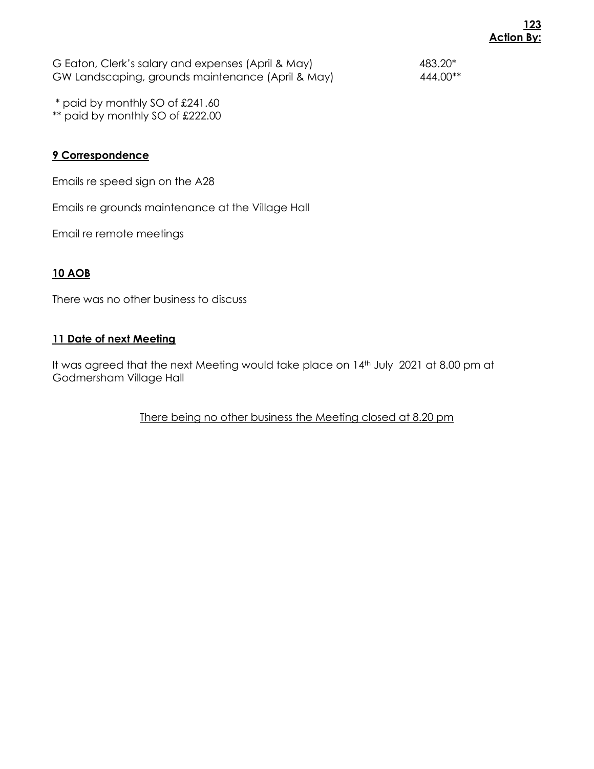**Action By:**

| | |
|---|---|
| G Eaton, Clerk's salary and expenses (April & May) | 483.20* |
| GW Landscaping, grounds maintenance (April & May) | 444.00** |

\* paid by monthly SO of £241.60
** paid by monthly SO of £222.00

## 9 Correspondence

Emails re speed sign on the A28

Emails re grounds maintenance at the Village Hall

Email re remote meetings

## 10 AOB

There was no other business to discuss

## 11 Date of next Meeting

It was agreed that the next Meeting would take place on 14th July 2021 at 8.00 pm at Godmersham Village Hall

There being no other business the Meeting closed at 8.20 pm